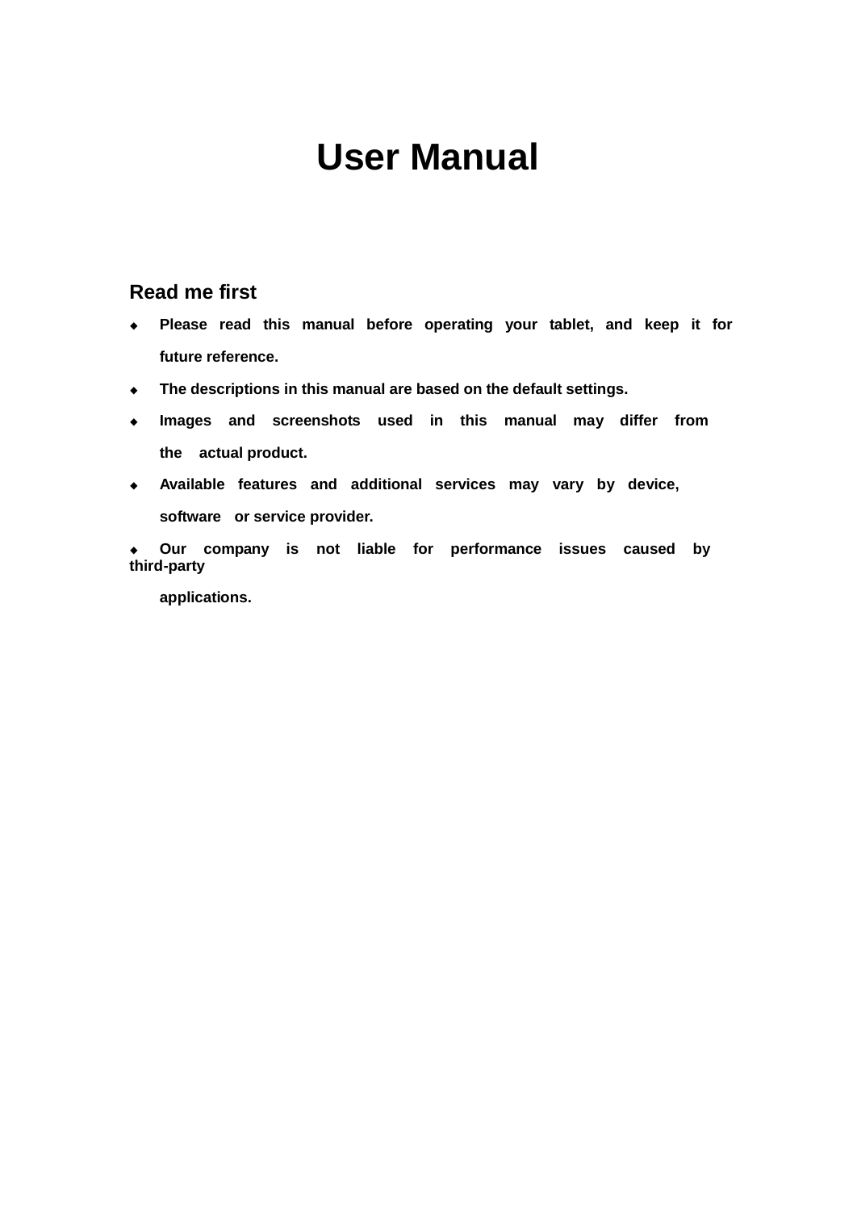# User Manual

## Read me first

- **Please read this manual before operating your tablet, and keep it for future reference.**
- **The descriptions in this manual are based on the default settings.**
- **Images and screenshots used in this manual may differ from the actual product.**
- **Available features and additional services may vary by device, software or service provider.**
- **Our company is not liable for performance issues caused by third-party applications.**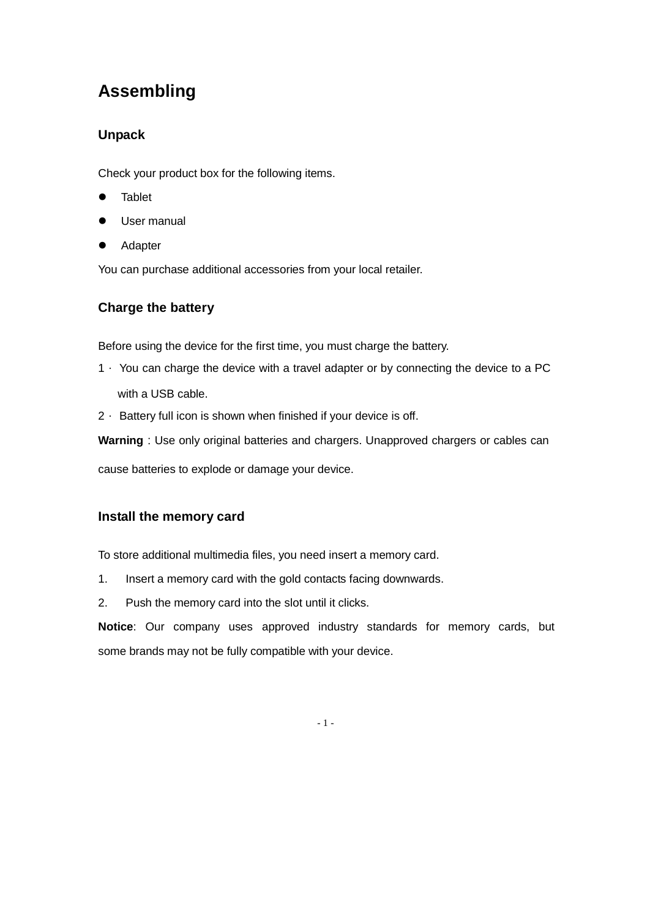# Assembling

## Unpack

Check your product box for the following items.

- Tablet
- User manual
- Adapter

You can purchase additional accessories from your local retailer.

## Charge the battery

Before using the device for the first time, you must charge the battery.

1 · You can charge the device with a travel adapter or by connecting the device to a PC with a USB cable.

2 · Battery full icon is shown when finished if your device is off.

**Warning** : Use only original batteries and chargers. Unapproved chargers or cables can cause batteries to explode or damage your device.

## Install the memory card

To store additional multimedia files, you need insert a memory card.

1. Insert a memory card with the gold contacts facing downwards.
2. Push the memory card into the slot until it clicks.

**Notice**: Our company uses approved industry standards for memory cards, but some brands may not be fully compatible with your device.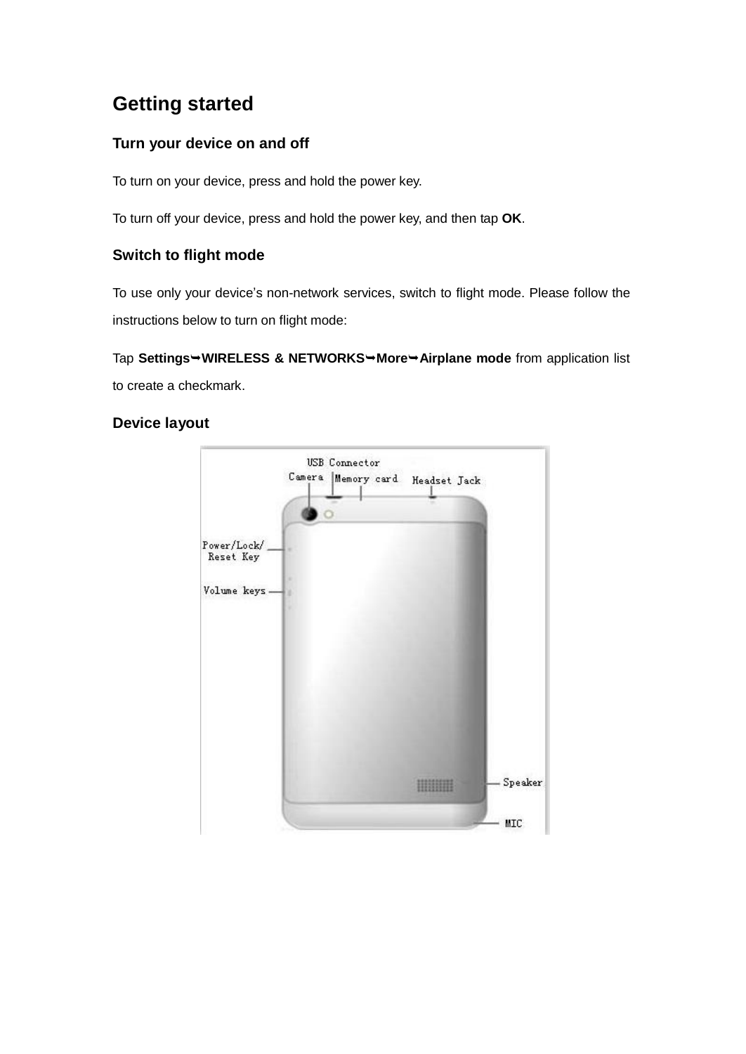# Getting started

## Turn your device on and off

To turn on your device, press and hold the power key.

To turn off your device, press and hold the power key, and then tap **OK**.

## Switch to flight mode

To use only your device's non-network services, switch to flight mode. Please follow the instructions below to turn on flight mode:

Tap **Settings➥WIRELESS & NETWORKS➥More➥Airplane mode** from application list to create a checkmark.

## Device layout

USB Connector

Camera

Memory card

Headset Jack

Power/Lock/ Reset Key

Volume keys

Speaker

MIC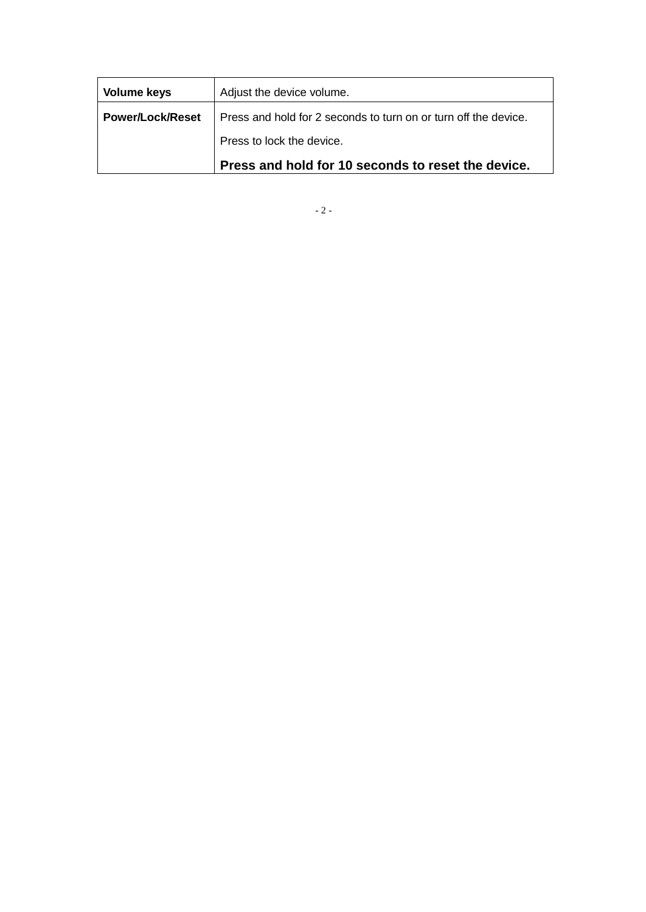| **Volume keys** | Adjust the device volume. |
|---|---|
| **Power/Lock/Reset** | Press and hold for 2 seconds to turn on or turn off the device.<br>Press to lock the device.<br>**Press and hold for 10 seconds to reset the device.** |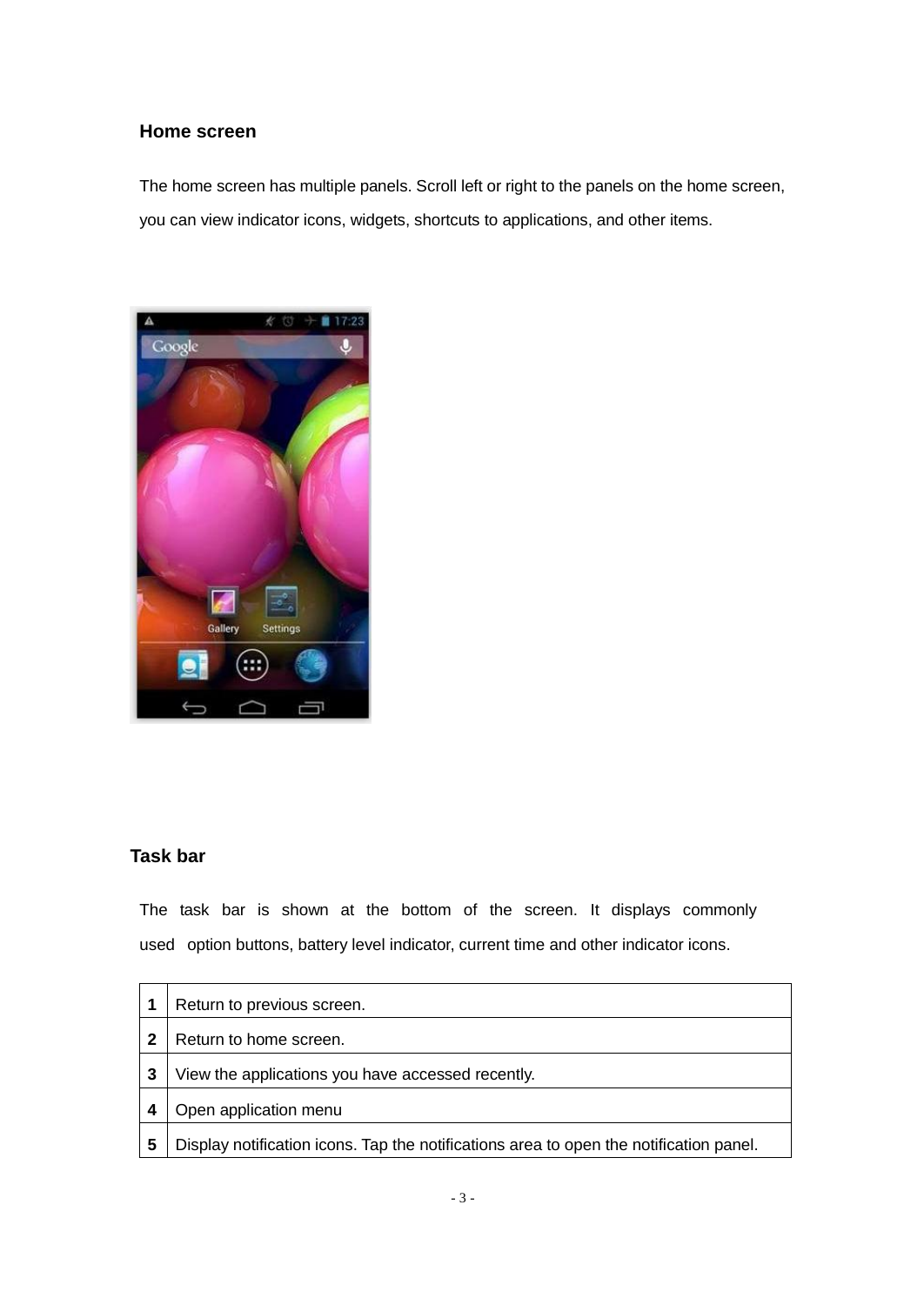## Home screen

The home screen has multiple panels. Scroll left or right to the panels on the home screen, you can view indicator icons, widgets, shortcuts to applications, and other items.

## Task bar

The task bar is shown at the bottom of the screen. It displays commonly used option buttons, battery level indicator, current time and other indicator icons.

| | |
|---|---|
| **1** | Return to previous screen. |
| **2** | Return to home screen. |
| **3** | View the applications you have accessed recently. |
| **4** | Open application menu |
| **5** | Display notification icons. Tap the notifications area to open the notification panel. |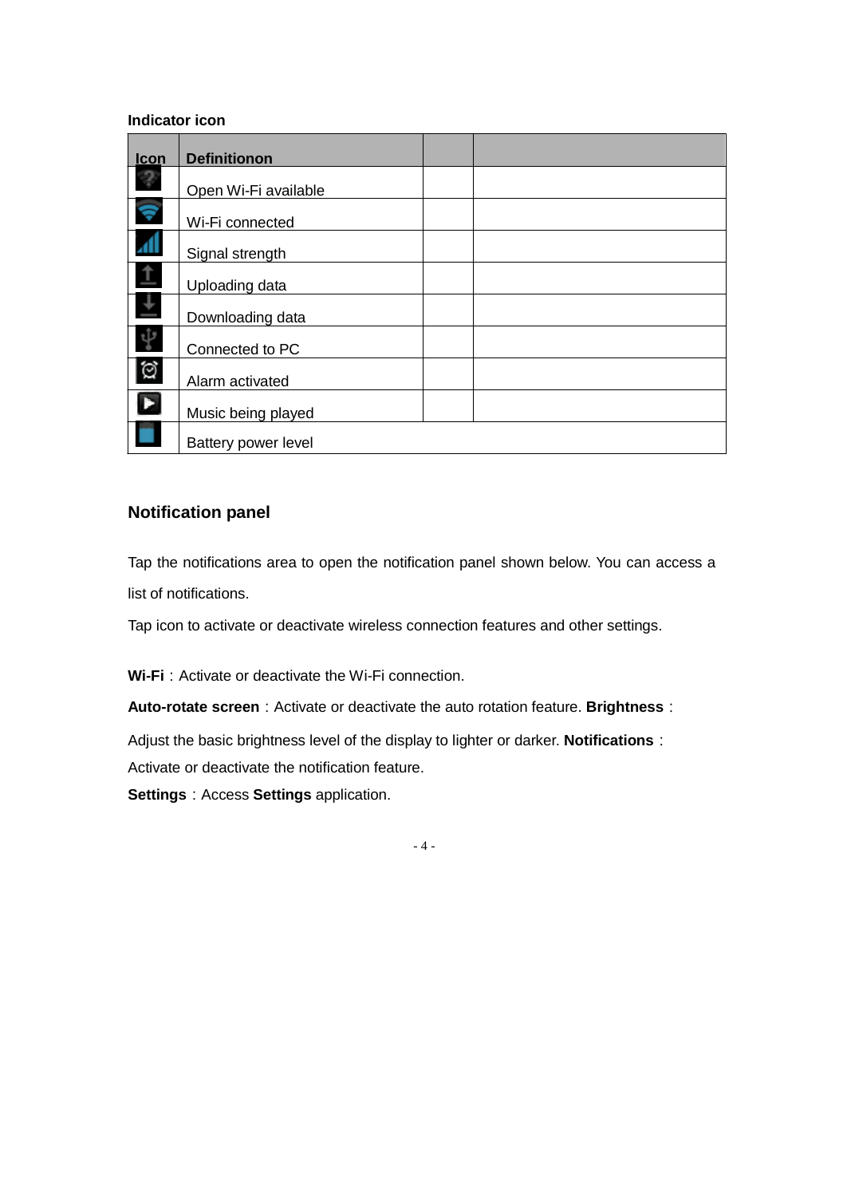**Indicator icon**

| Icon | Definitionon | | |
|---|---|---|---|
| | Open Wi-Fi available | | |
| | Wi-Fi connected | | |
| | Signal strength | | |
| | Uploading data | | |
| | Downloading data | | |
| | Connected to PC | | |
| | Alarm activated | | |
| | Music being played | | |
| | Battery power level | | |

## Notification panel

Tap the notifications area to open the notification panel shown below. You can access a list of notifications.

Tap icon to activate or deactivate wireless connection features and other settings.

**Wi-Fi**：Activate or deactivate the Wi-Fi connection.

**Auto-rotate screen**：Activate or deactivate the auto rotation feature. **Brightness**：Adjust the basic brightness level of the display to lighter or darker. **Notifications**：Activate or deactivate the notification feature.

**Settings**：Access **Settings** application.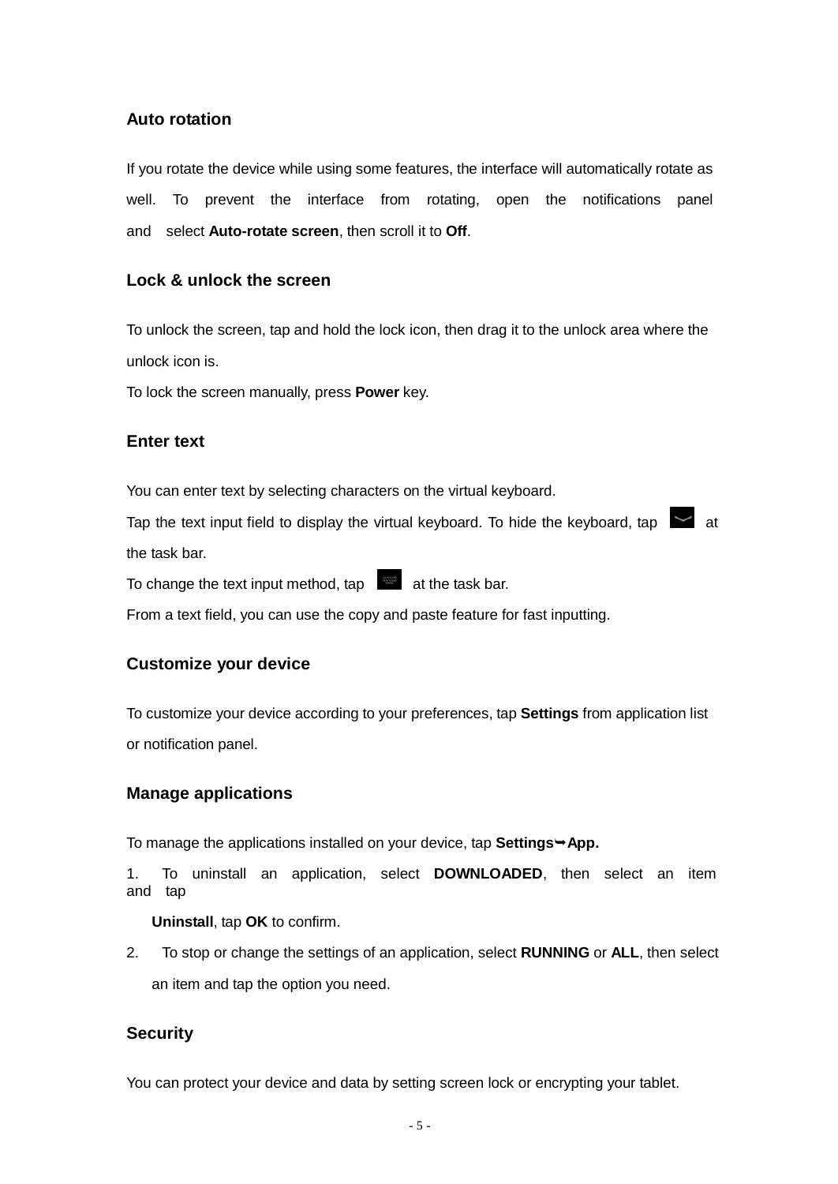## Auto rotation

If you rotate the device while using some features, the interface will automatically rotate as well. To prevent the interface from rotating, open the notifications panel and select **Auto-rotate screen**, then scroll it to **Off**.

## Lock & unlock the screen

To unlock the screen, tap and hold the lock icon, then drag it to the unlock area where the unlock icon is.

To lock the screen manually, press **Power** key.

## Enter text

You can enter text by selecting characters on the virtual keyboard.

Tap the text input field to display the virtual keyboard. To hide the keyboard, tap at the task bar.

To change the text input method, tap at the task bar.

From a text field, you can use the copy and paste feature for fast inputting.

## Customize your device

To customize your device according to your preferences, tap **Settings** from application list or notification panel.

## Manage applications

To manage the applications installed on your device, tap **Settings➥App.**

1. To uninstall an application, select **DOWNLOADED**, then select an item and tap **Uninstall**, tap **OK** to confirm.
2. To stop or change the settings of an application, select **RUNNING** or **ALL**, then select an item and tap the option you need.

## Security

You can protect your device and data by setting screen lock or encrypting your tablet.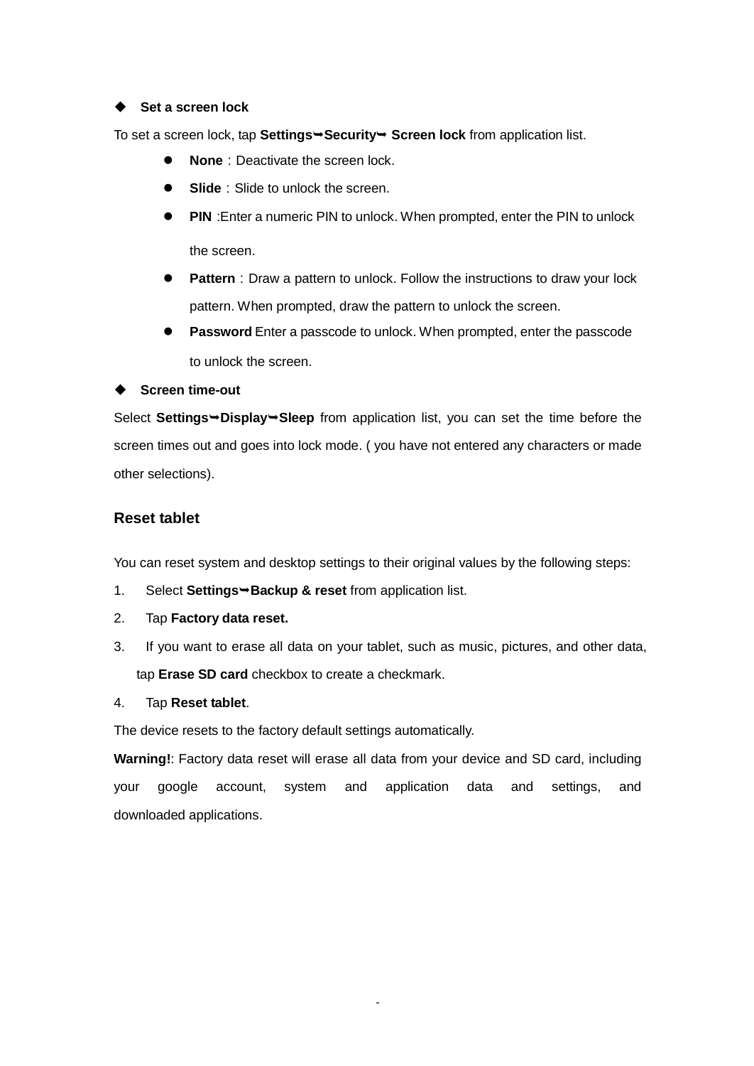◆ **Set a screen lock**

To set a screen lock, tap **Settings➥Security➥ Screen lock** from application list.

- **None**：Deactivate the screen lock.
- **Slide**：Slide to unlock the screen.
- **PIN** :Enter a numeric PIN to unlock. When prompted, enter the PIN to unlock the screen.
- **Pattern**：Draw a pattern to unlock. Follow the instructions to draw your lock pattern. When prompted, draw the pattern to unlock the screen.
- **Password** Enter a passcode to unlock. When prompted, enter the passcode to unlock the screen.

◆ **Screen time-out**

Select **Settings➥Display➥Sleep** from application list, you can set the time before the screen times out and goes into lock mode. ( you have not entered any characters or made other selections).

## Reset tablet

You can reset system and desktop settings to their original values by the following steps:

1. Select **Settings➥Backup & reset** from application list.
2. Tap **Factory data reset.**
3. If you want to erase all data on your tablet, such as music, pictures, and other data, tap **Erase SD card** checkbox to create a checkmark.
4. Tap **Reset tablet**.

The device resets to the factory default settings automatically.

**Warning!**: Factory data reset will erase all data from your device and SD card, including your google account, system and application data and settings, and downloaded applications.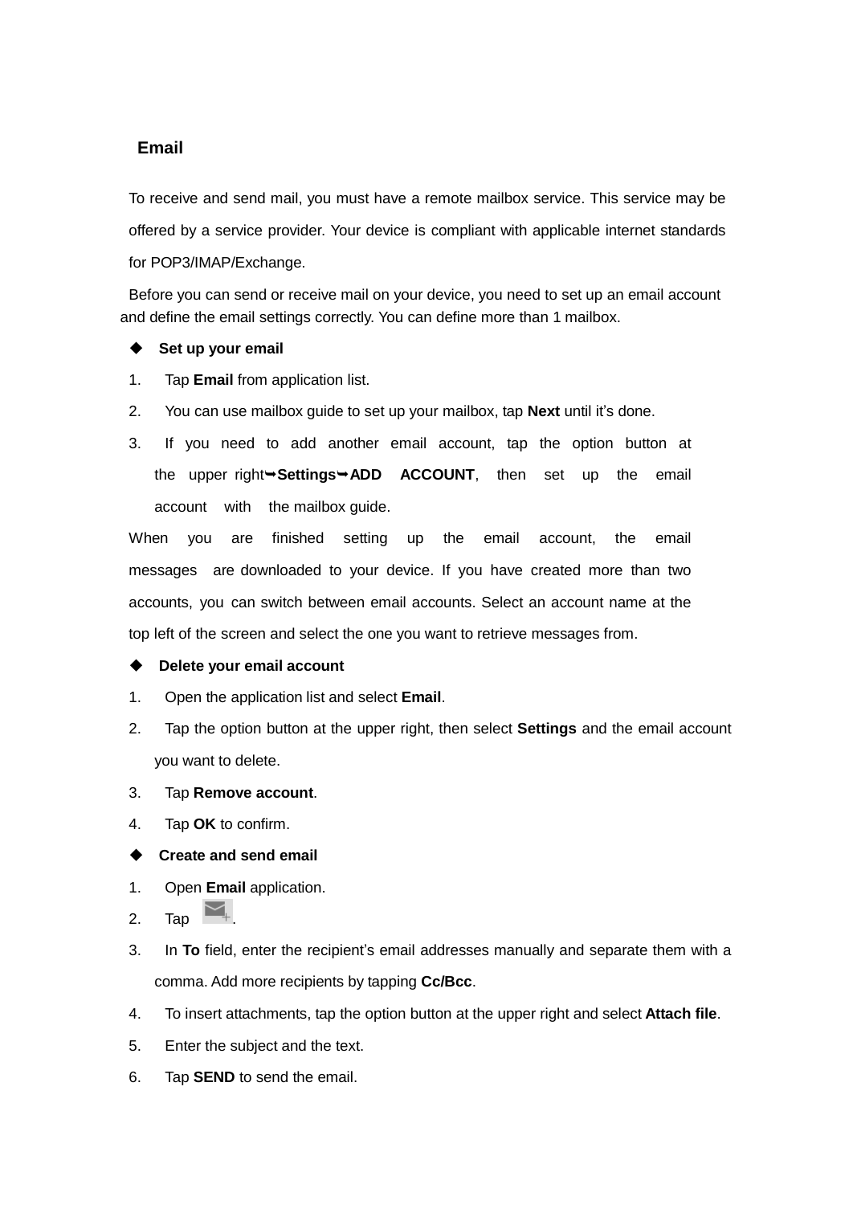## Email

To receive and send mail, you must have a remote mailbox service. This service may be offered by a service provider. Your device is compliant with applicable internet standards for POP3/IMAP/Exchange.

Before you can send or receive mail on your device, you need to set up an email account and define the email settings correctly. You can define more than 1 mailbox.

### ◆ Set up your email

1. Tap **Email** from application list.
2. You can use mailbox guide to set up your mailbox, tap **Next** until it's done.
3. If you need to add another email account, tap the option button at the upper right➥**Settings**➥**ADD ACCOUNT**, then set up the email account with the mailbox guide.

When you are finished setting up the email account, the email messages are downloaded to your device. If you have created more than two accounts, you can switch between email accounts. Select an account name at the top left of the screen and select the one you want to retrieve messages from.

### ◆ Delete your email account

1. Open the application list and select **Email**.
2. Tap the option button at the upper right, then select **Settings** and the email account you want to delete.
3. Tap **Remove account**.
4. Tap **OK** to confirm.

### ◆ Create and send email

1. Open **Email** application.
2. Tap .
3. In **To** field, enter the recipient's email addresses manually and separate them with a comma. Add more recipients by tapping **Cc/Bcc**.
4. To insert attachments, tap the option button at the upper right and select **Attach file**.
5. Enter the subject and the text.
6. Tap **SEND** to send the email.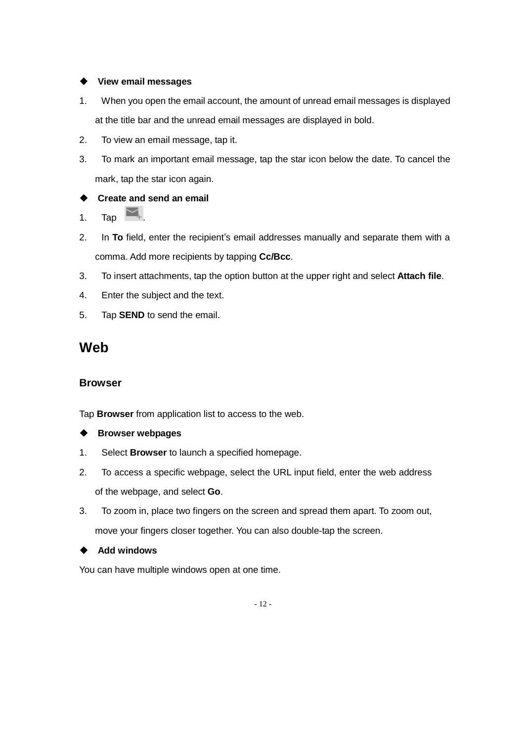◆ **View email messages**

1. When you open the email account, the amount of unread email messages is displayed at the title bar and the unread email messages are displayed in bold.
2. To view an email message, tap it.
3. To mark an important email message, tap the star icon below the date. To cancel the mark, tap the star icon again.

◆ **Create and send an email**

1. Tap .
2. In **To** field, enter the recipient's email addresses manually and separate them with a comma. Add more recipients by tapping **Cc/Bcc**.
3. To insert attachments, tap the option button at the upper right and select **Attach file**.
4. Enter the subject and the text.
5. Tap **SEND** to send the email.

# Web

## Browser

Tap **Browser** from application list to access to the web.

◆ **Browser webpages**

1. Select **Browser** to launch a specified homepage.
2. To access a specific webpage, select the URL input field, enter the web address of the webpage, and select **Go**.
3. To zoom in, place two fingers on the screen and spread them apart. To zoom out, move your fingers closer together. You can also double-tap the screen.

◆ **Add windows**

You can have multiple windows open at one time.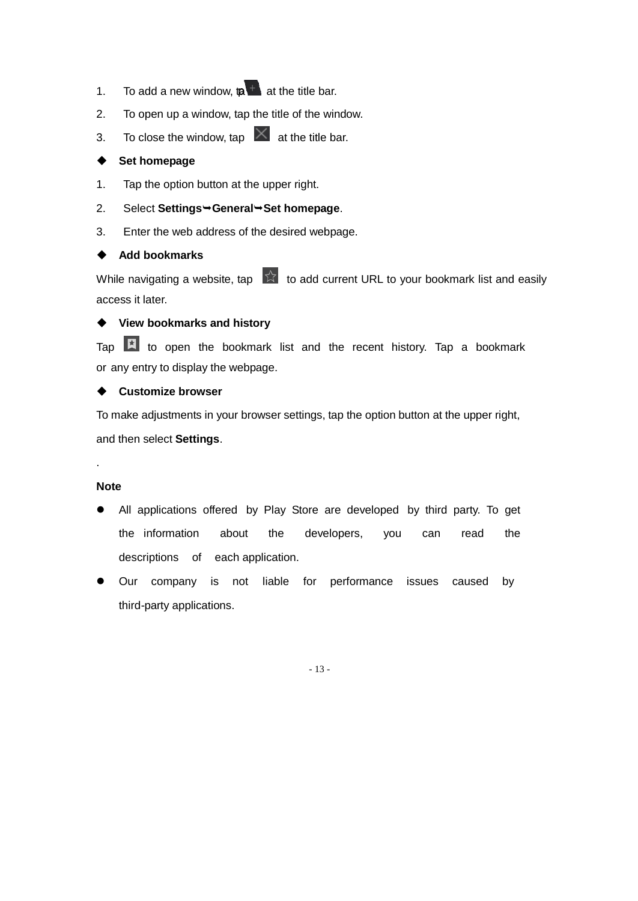1. To add a new window, tap at the title bar.
2. To open up a window, tap the title of the window.
3. To close the window, tap at the title bar.

◆ **Set homepage**

1. Tap the option button at the upper right.
2. Select **Settings➥General➥Set homepage**.
3. Enter the web address of the desired webpage.

◆ **Add bookmarks**

While navigating a website, tap to add current URL to your bookmark list and easily access it later.

◆ **View bookmarks and history**

Tap to open the bookmark list and the recent history. Tap a bookmark or any entry to display the webpage.

◆ **Customize browser**

To make adjustments in your browser settings, tap the option button at the upper right, and then select **Settings**.

.

**Note**

- All applications offered by Play Store are developed by third party. To get the information about the developers, you can read the descriptions of each application.
- Our company is not liable for performance issues caused by third-party applications.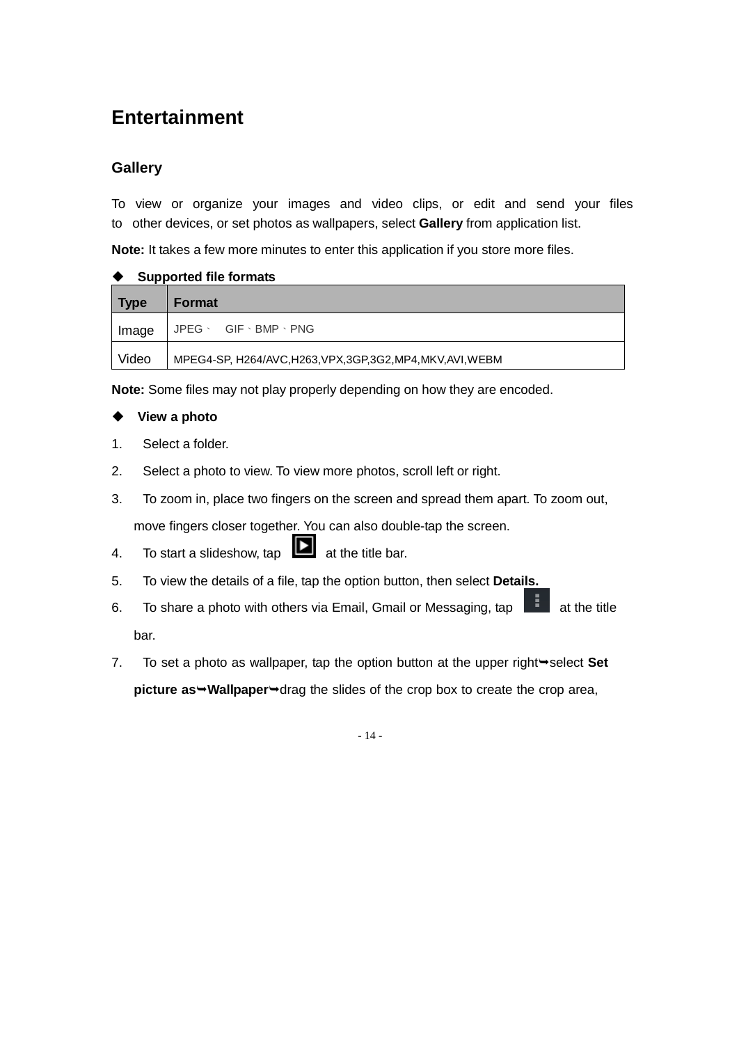# Entertainment

## Gallery

To view or organize your images and video clips, or edit and send your files to other devices, or set photos as wallpapers, select **Gallery** from application list.

**Note:** It takes a few more minutes to enter this application if you store more files.

◆ **Supported file formats**

| Type | Format |
|---|---|
| Image | JPEG、 GIF、BMP、PNG |
| Video | MPEG4-SP, H264/AVC,H263,VPX,3GP,3G2,MP4,MKV,AVI,WEBM |

**Note:** Some files may not play properly depending on how they are encoded.

◆ **View a photo**

1. Select a folder.
2. Select a photo to view. To view more photos, scroll left or right.
3. To zoom in, place two fingers on the screen and spread them apart. To zoom out, move fingers closer together. You can also double-tap the screen.
4. To start a slideshow, tap at the title bar.
5. To view the details of a file, tap the option button, then select **Details.**
6. To share a photo with others via Email, Gmail or Messaging, tap at the title bar.
7. To set a photo as wallpaper, tap the option button at the upper right➥select **Set picture as**➥**Wallpaper**➥drag the slides of the crop box to create the crop area,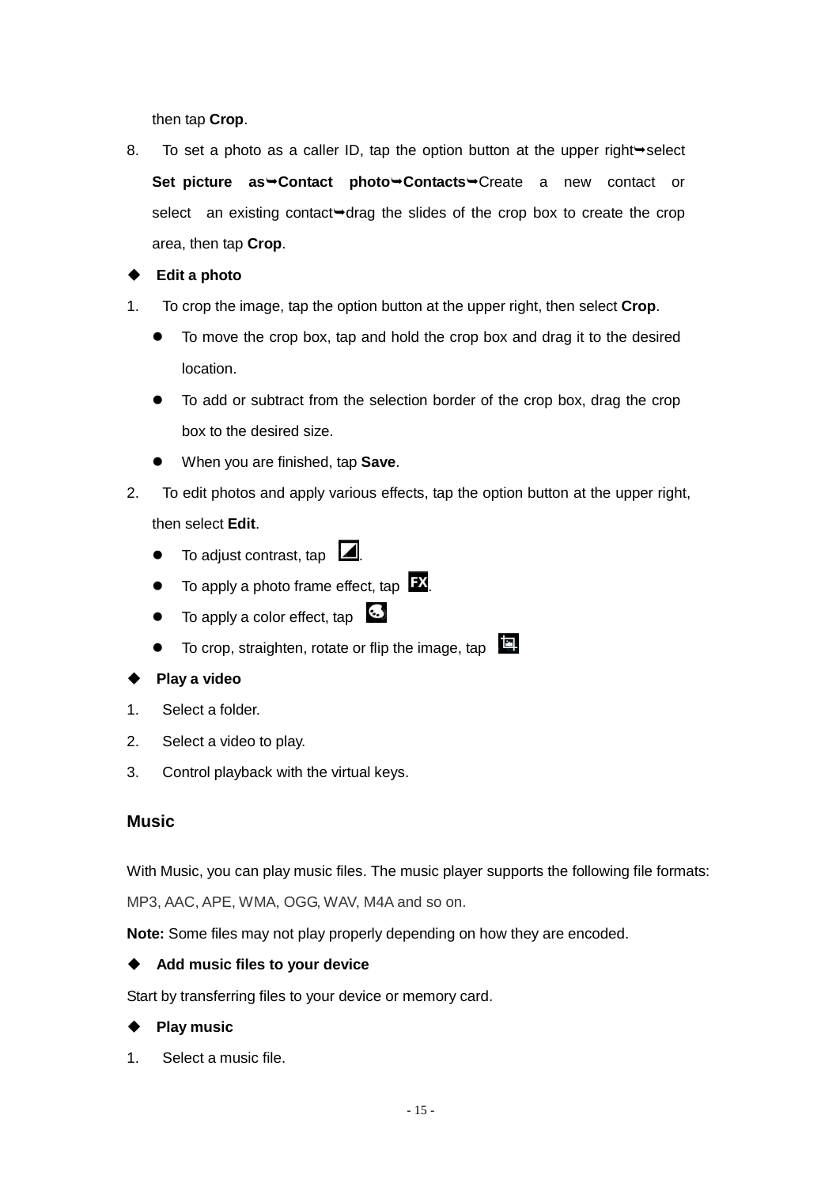then tap **Crop**.

8. To set a photo as a caller ID, tap the option button at the upper right➥select **Set picture as➥Contact photo➥Contacts➥**Create a new contact or select an existing contact➥drag the slides of the crop box to create the crop area, then tap **Crop**.

◆ **Edit a photo**

1. To crop the image, tap the option button at the upper right, then select **Crop**.
   - To move the crop box, tap and hold the crop box and drag it to the desired location.
   - To add or subtract from the selection border of the crop box, drag the crop box to the desired size.
   - When you are finished, tap **Save**.
2. To edit photos and apply various effects, tap the option button at the upper right, then select **Edit**.
   - To adjust contrast, tap .
   - To apply a photo frame effect, tap .
   - To apply a color effect, tap
   - To crop, straighten, rotate or flip the image, tap

◆ **Play a video**

1. Select a folder.
2. Select a video to play.
3. Control playback with the virtual keys.

## Music

With Music, you can play music files. The music player supports the following file formats: MP3, AAC, APE, WMA, OGG, WAV, M4A and so on.

**Note:** Some files may not play properly depending on how they are encoded.

◆ **Add music files to your device**

Start by transferring files to your device or memory card.

◆ **Play music**

1. Select a music file.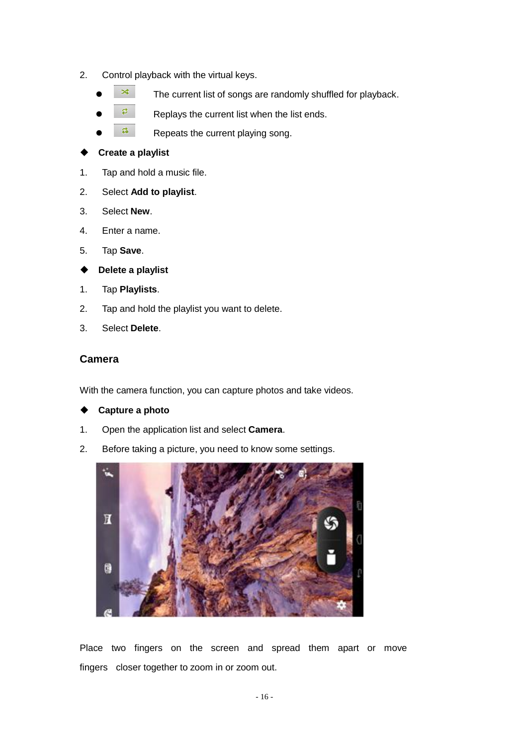2. Control playback with the virtual keys.

- The current list of songs are randomly shuffled for playback.
- Replays the current list when the list ends.
- Repeats the current playing song.

◆ **Create a playlist**

1. Tap and hold a music file.
2. Select **Add to playlist**.
3. Select **New**.
4. Enter a name.
5. Tap **Save**.

◆ **Delete a playlist**

1. Tap **Playlists**.
2. Tap and hold the playlist you want to delete.
3. Select **Delete**.

## Camera

With the camera function, you can capture photos and take videos.

◆ **Capture a photo**

1. Open the application list and select **Camera**.
2. Before taking a picture, you need to know some settings.

Place two fingers on the screen and spread them apart or move fingers closer together to zoom in or zoom out.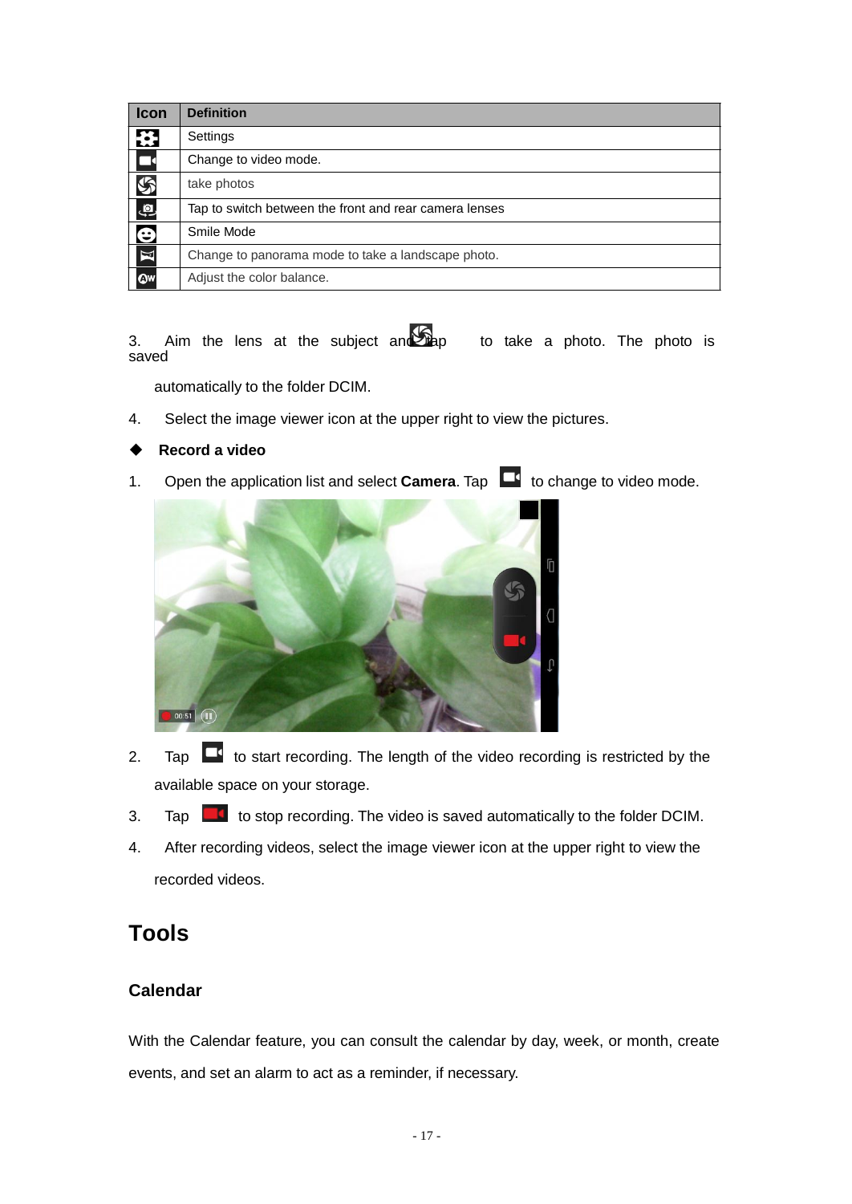| Icon | Definition |
| --- | --- |
| | Settings |
| | Change to video mode. |
| | take photos |
| | Tap to switch between the front and rear camera lenses |
| | Smile Mode |
| | Change to panorama mode to take a landscape photo. |
| | Adjust the color balance. |

3. Aim the lens at the subject and tap to take a photo. The photo is saved automatically to the folder DCIM.
4. Select the image viewer icon at the upper right to view the pictures.

◆ **Record a video**

1. Open the application list and select **Camera**. Tap to change to video mode.
2. Tap to start recording. The length of the video recording is restricted by the available space on your storage.
3. Tap to stop recording. The video is saved automatically to the folder DCIM.
4. After recording videos, select the image viewer icon at the upper right to view the recorded videos.

# Tools

## Calendar

With the Calendar feature, you can consult the calendar by day, week, or month, create events, and set an alarm to act as a reminder, if necessary.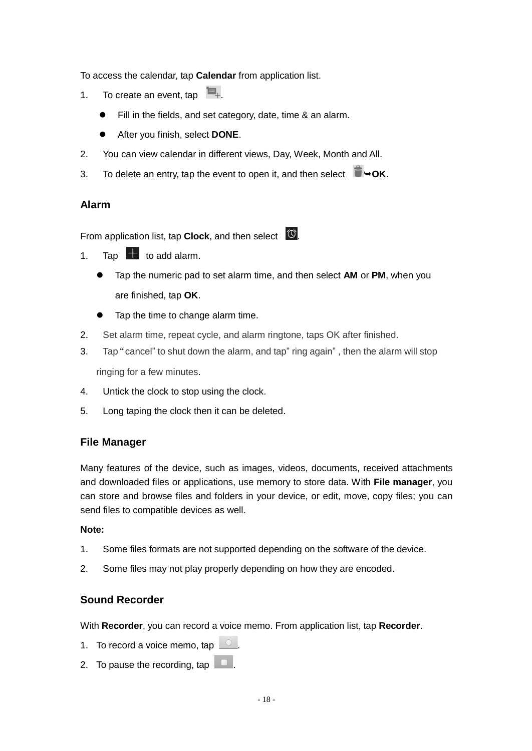To access the calendar, tap **Calendar** from application list.

1. To create an event, tap .
   - Fill in the fields, and set category, date, time & an alarm.
   - After you finish, select **DONE**.
2. You can view calendar in different views, Day, Week, Month and All.
3. To delete an entry, tap the event to open it, and then select ➥**OK**.

## Alarm

From application list, tap **Clock**, and then select .

1. Tap  to add alarm.
   - Tap the numeric pad to set alarm time, and then select **AM** or **PM**, when you are finished, tap **OK**.
   - Tap the time to change alarm time.
2. Set alarm time, repeat cycle, and alarm ringtone, taps OK after finished.
3. Tap "cancel" to shut down the alarm, and tap" ring again" , then the alarm will stop ringing for a few minutes.
4. Untick the clock to stop using the clock.
5. Long taping the clock then it can be deleted.

## File Manager

Many features of the device, such as images, videos, documents, received attachments and downloaded files or applications, use memory to store data. With **File manager**, you can store and browse files and folders in your device, or edit, move, copy files; you can send files to compatible devices as well.

**Note:**

1. Some files formats are not supported depending on the software of the device.
2. Some files may not play properly depending on how they are encoded.

## Sound Recorder

With **Recorder**, you can record a voice memo. From application list, tap **Recorder**.

1. To record a voice memo, tap .
2. To pause the recording, tap .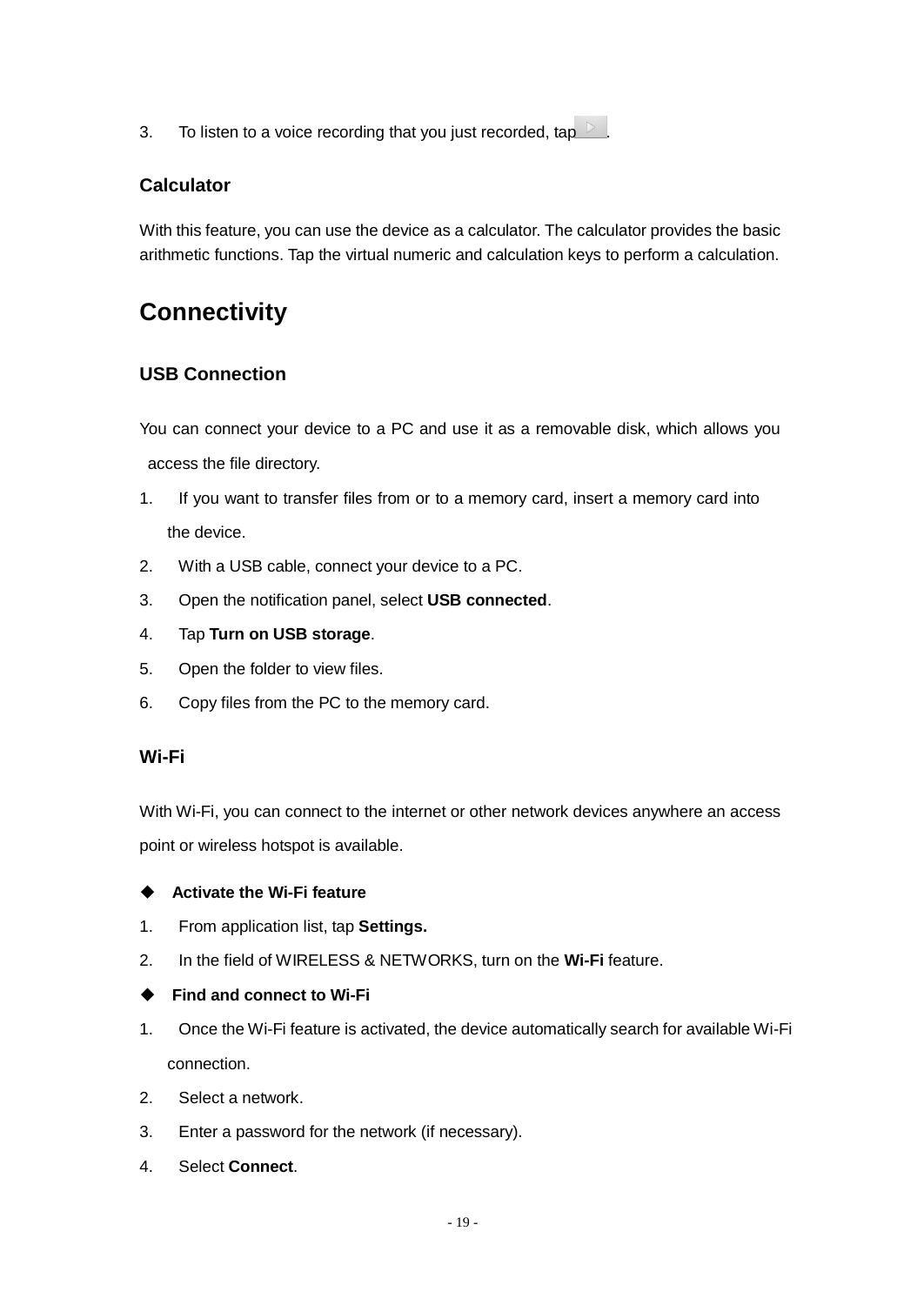3. To listen to a voice recording that you just recorded, tap .

### Calculator

With this feature, you can use the device as a calculator. The calculator provides the basic arithmetic functions. Tap the virtual numeric and calculation keys to perform a calculation.

## Connectivity

### USB Connection

You can connect your device to a PC and use it as a removable disk, which allows you access the file directory.

1. If you want to transfer files from or to a memory card, insert a memory card into the device.
2. With a USB cable, connect your device to a PC.
3. Open the notification panel, select **USB connected**.
4. Tap **Turn on USB storage**.
5. Open the folder to view files.
6. Copy files from the PC to the memory card.

### Wi-Fi

With Wi-Fi, you can connect to the internet or other network devices anywhere an access point or wireless hotspot is available.

◆ **Activate the Wi-Fi feature**

1. From application list, tap **Settings.**
2. In the field of WIRELESS & NETWORKS, turn on the **Wi-Fi** feature.

◆ **Find and connect to Wi-Fi**

1. Once the Wi-Fi feature is activated, the device automatically search for available Wi-Fi connection.
2. Select a network.
3. Enter a password for the network (if necessary).
4. Select **Connect**.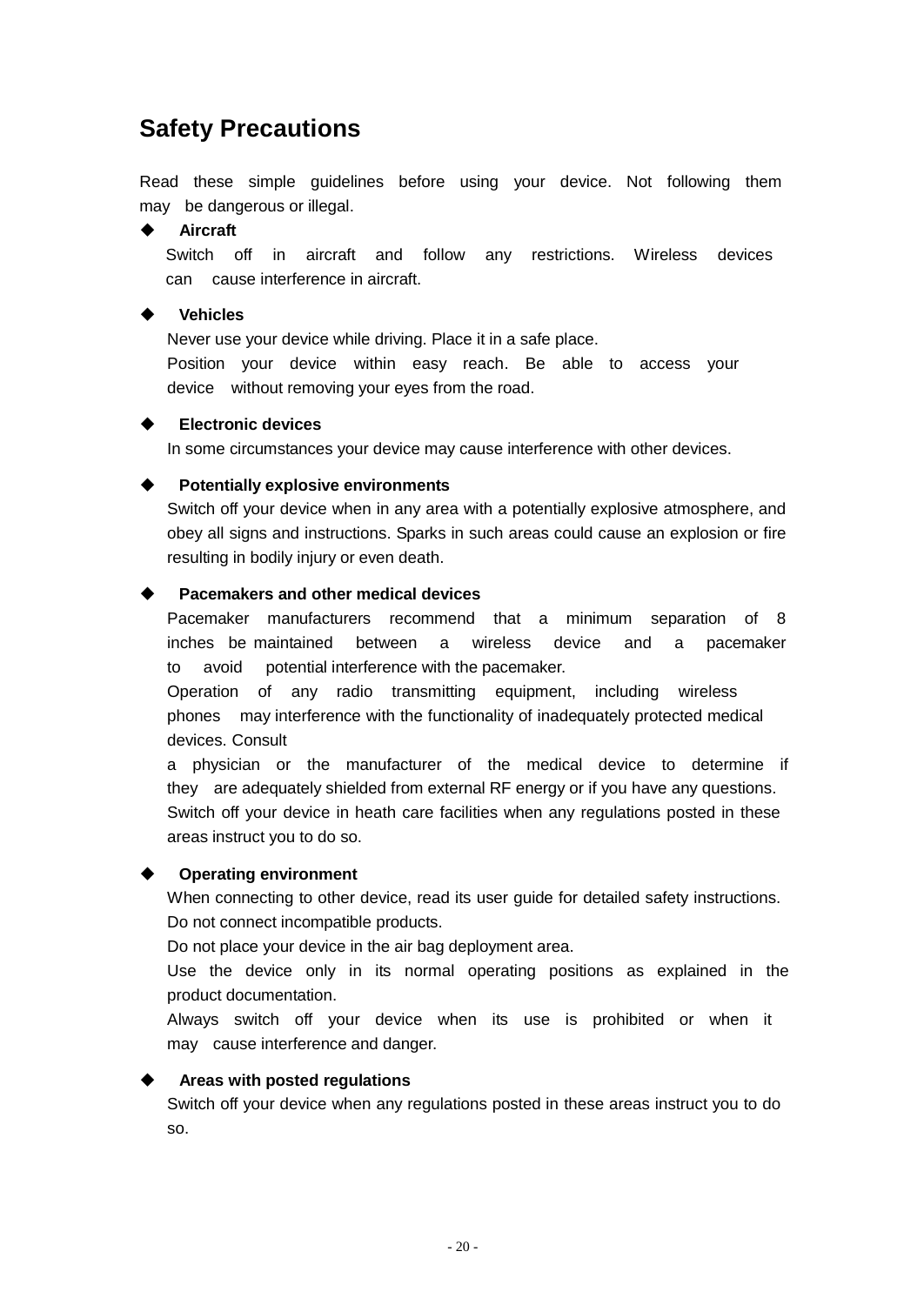## Safety Precautions

Read these simple guidelines before using your device. Not following them may be dangerous or illegal.

- **Aircraft**

  Switch off in aircraft and follow any restrictions. Wireless devices can cause interference in aircraft.

- **Vehicles**

  Never use your device while driving. Place it in a safe place.
  Position your device within easy reach. Be able to access your device without removing your eyes from the road.

- **Electronic devices**

  In some circumstances your device may cause interference with other devices.

- **Potentially explosive environments**

  Switch off your device when in any area with a potentially explosive atmosphere, and obey all signs and instructions. Sparks in such areas could cause an explosion or fire resulting in bodily injury or even death.

- **Pacemakers and other medical devices**

  Pacemaker manufacturers recommend that a minimum separation of 8 inches be maintained between a wireless device and a pacemaker to avoid potential interference with the pacemaker.
  Operation of any radio transmitting equipment, including wireless phones may interference with the functionality of inadequately protected medical devices. Consult
  a physician or the manufacturer of the medical device to determine if they are adequately shielded from external RF energy or if you have any questions.
  Switch off your device in heath care facilities when any regulations posted in these areas instruct you to do so.

- **Operating environment**

  When connecting to other device, read its user guide for detailed safety instructions.
  Do not connect incompatible products.
  Do not place your device in the air bag deployment area.
  Use the device only in its normal operating positions as explained in the product documentation.
  Always switch off your device when its use is prohibited or when it may cause interference and danger.

- **Areas with posted regulations**

  Switch off your device when any regulations posted in these areas instruct you to do so.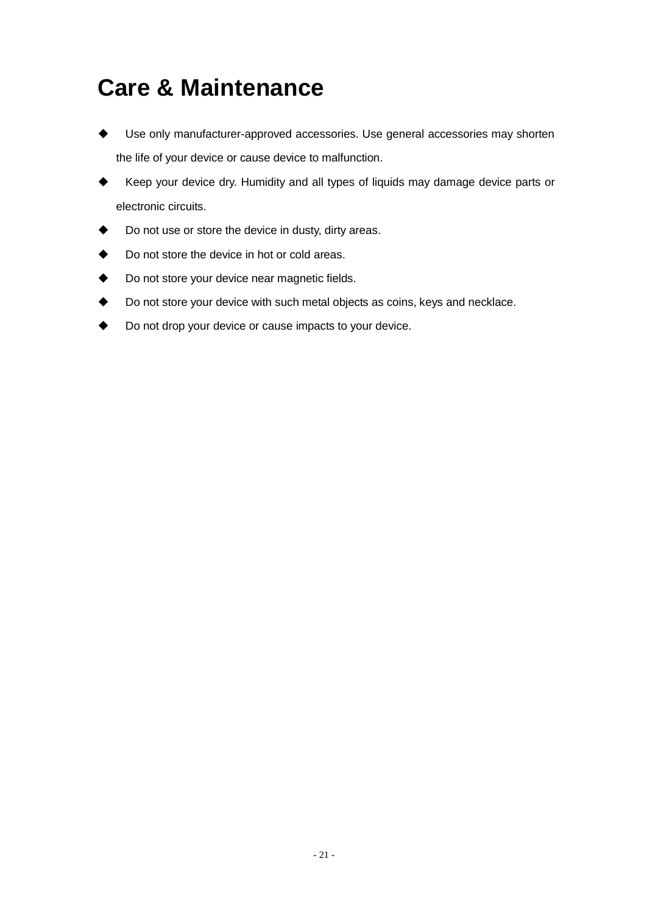# Care & Maintenance

- Use only manufacturer-approved accessories. Use general accessories may shorten the life of your device or cause device to malfunction.
- Keep your device dry. Humidity and all types of liquids may damage device parts or electronic circuits.
- Do not use or store the device in dusty, dirty areas.
- Do not store the device in hot or cold areas.
- Do not store your device near magnetic fields.
- Do not store your device with such metal objects as coins, keys and necklace.
- Do not drop your device or cause impacts to your device.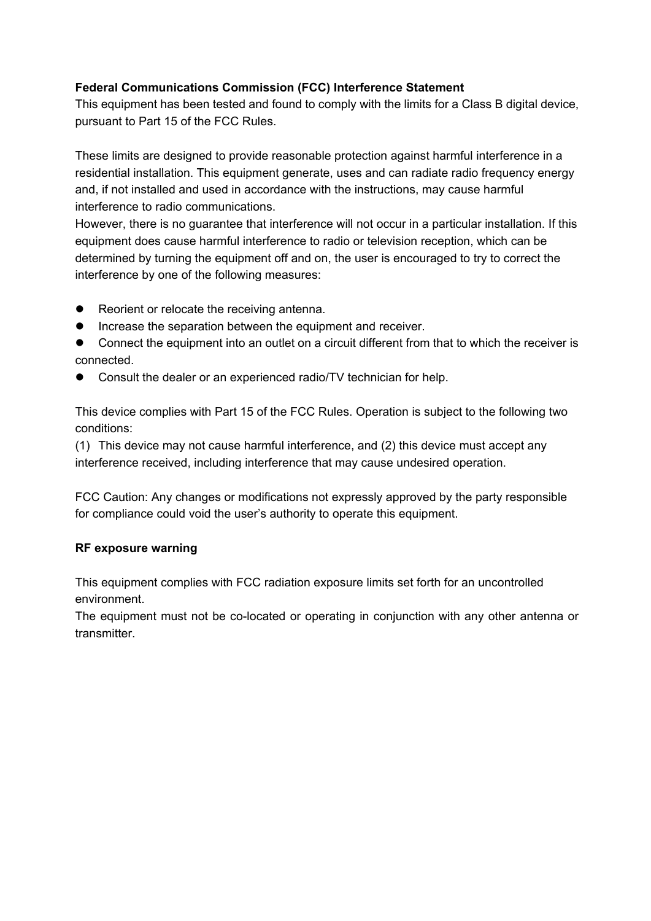**Federal Communications Commission (FCC) Interference Statement**

This equipment has been tested and found to comply with the limits for a Class B digital device, pursuant to Part 15 of the FCC Rules.

These limits are designed to provide reasonable protection against harmful interference in a residential installation. This equipment generate, uses and can radiate radio frequency energy and, if not installed and used in accordance with the instructions, may cause harmful interference to radio communications.

However, there is no guarantee that interference will not occur in a particular installation. If this equipment does cause harmful interference to radio or television reception, which can be determined by turning the equipment off and on, the user is encouraged to try to correct the interference by one of the following measures:

- Reorient or relocate the receiving antenna.
- Increase the separation between the equipment and receiver.
- Connect the equipment into an outlet on a circuit different from that to which the receiver is connected.
- Consult the dealer or an experienced radio/TV technician for help.

This device complies with Part 15 of the FCC Rules. Operation is subject to the following two conditions:

(1) This device may not cause harmful interference, and (2) this device must accept any interference received, including interference that may cause undesired operation.

FCC Caution: Any changes or modifications not expressly approved by the party responsible for compliance could void the user's authority to operate this equipment.

**RF exposure warning**

This equipment complies with FCC radiation exposure limits set forth for an uncontrolled environment.

The equipment must not be co-located or operating in conjunction with any other antenna or transmitter.